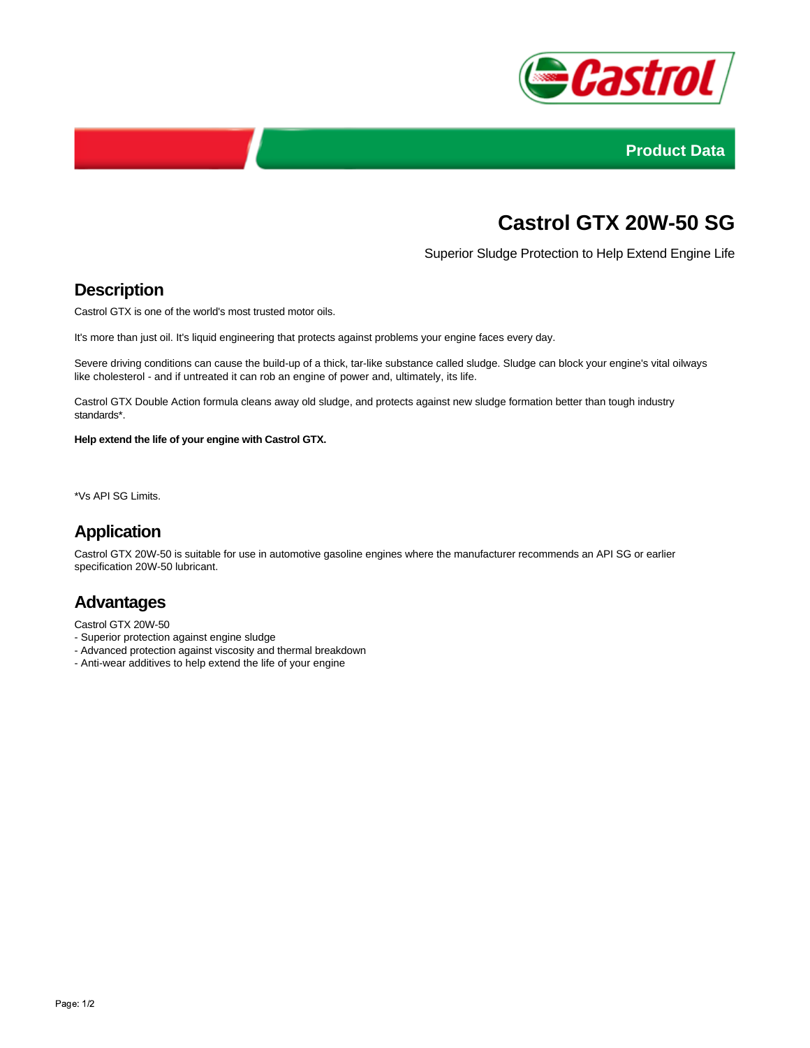Product Data

# Castrol GTX 20W-50 SG

Superior Sludge Protection to Help Extend Engine Life

## Description

Castrol GTX is one of the world's most trusted motor oils.

It's more than just oil. It's liquid engineering that protects against problems your engine faces every day.

Severe driving conditions can cause the build-up of a thick, tar-like substance called sludge. Sludge can block your engine's vital oilways like cholesterol - and if untreated it can rob an engine of power and, ultimately, its life.

Castrol GTX Double Action formula cleans away old sludge, and protects against new sludge formation better than tough industry standards*.

**Help extend the life of your engine with Castrol GTX.**

*Vs API SG Limits.

## Application

Castrol GTX 20W-50 is suitable for use in automotive gasoline engines where the manufacturer recommends an API SG or earlier specification 20W-50 lubricant.

## Advantages

Castrol GTX 20W-50
- Superior protection against engine sludge
- Advanced protection against viscosity and thermal breakdown
- Anti-wear additives to help extend the life of your engine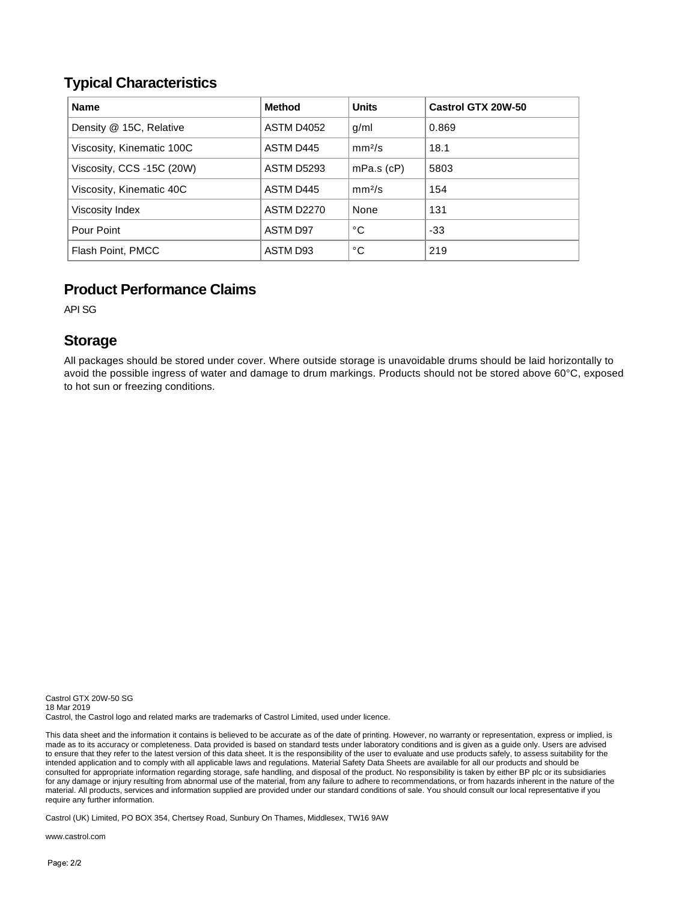## Typical Characteristics

| Name | Method | Units | Castrol GTX 20W-50 |
|---|---|---|---|
| Density @ 15C, Relative | ASTM D4052 | g/ml | 0.869 |
| Viscosity, Kinematic 100C | ASTM D445 | $mm^2/s$ | 18.1 |
| Viscosity, CCS -15C (20W) | ASTM D5293 | mPa.s (cP) | 5803 |
| Viscosity, Kinematic 40C | ASTM D445 | $mm^2/s$ | 154 |
| Viscosity Index | ASTM D2270 | None | 131 |
| Pour Point | ASTM D97 | °C | -33 |
| Flash Point, PMCC | ASTM D93 | °C | 219 |

## Product Performance Claims

API SG

## Storage

All packages should be stored under cover. Where outside storage is unavoidable drums should be laid horizontally to avoid the possible ingress of water and damage to drum markings. Products should not be stored above 60°C, exposed to hot sun or freezing conditions.

Castrol GTX 20W-50 SG
18 Mar 2019
Castrol, the Castrol logo and related marks are trademarks of Castrol Limited, used under licence.

This data sheet and the information it contains is believed to be accurate as of the date of printing. However, no warranty or representation, express or implied, is made as to its accuracy or completeness. Data provided is based on standard tests under laboratory conditions and is given as a guide only. Users are advised to ensure that they refer to the latest version of this data sheet. It is the responsibility of the user to evaluate and use products safely, to assess suitability for the intended application and to comply with all applicable laws and regulations. Material Safety Data Sheets are available for all our products and should be consulted for appropriate information regarding storage, safe handling, and disposal of the product. No responsibility is taken by either BP plc or its subsidiaries for any damage or injury resulting from abnormal use of the material, from any failure to adhere to recommendations, or from hazards inherent in the nature of the material. All products, services and information supplied are provided under our standard conditions of sale. You should consult our local representative if you require any further information.

Castrol (UK) Limited, PO BOX 354, Chertsey Road, Sunbury On Thames, Middlesex, TW16 9AW

www.castrol.com